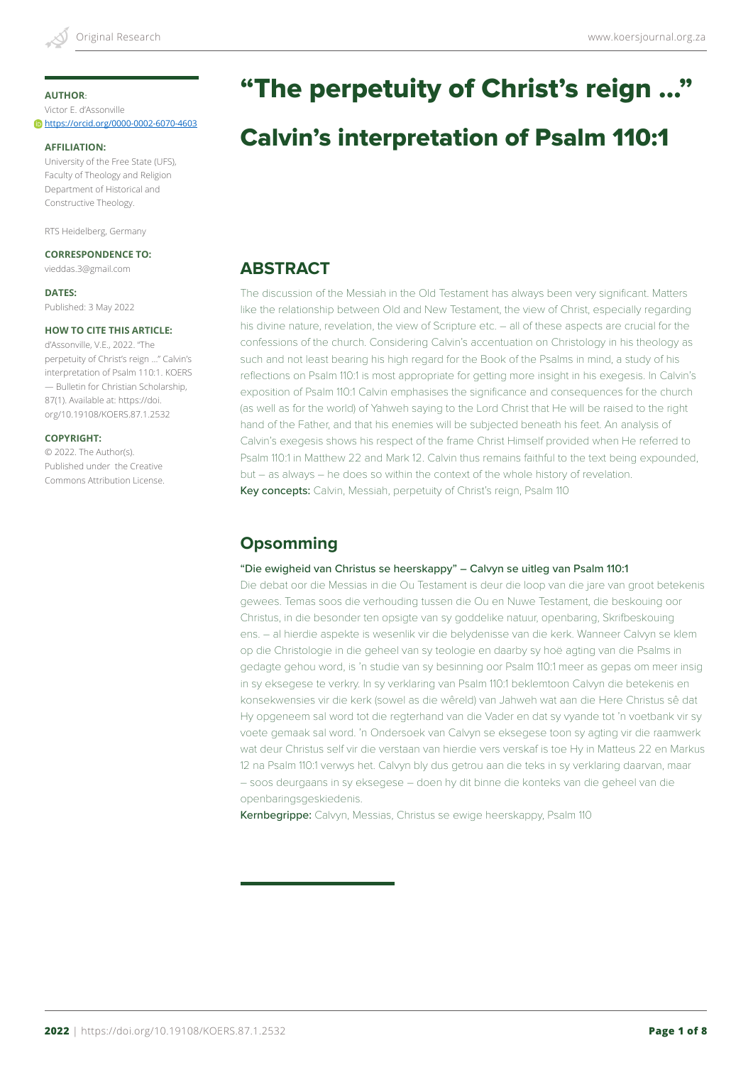# "The perpetuity of Christ's reign ..."

## Calvin's interpretation of Psalm 110:1

**AUTHOR**:
Victor E. d'Assonville
https://orcid.org/0000-0002-6070-4603

**AFFILIATION:**
University of the Free State (UFS), Faculty of Theology and Religion Department of Historical and Constructive Theology.

RTS Heidelberg, Germany

**CORRESPONDENCE TO:**
vieddas.3@gmail.com

**DATES:**
Published: 3 May 2022

**HOW TO CITE THIS ARTICLE:**
d'Assonville, V.E., 2022. "The perpetuity of Christ's reign ..." Calvin's interpretation of Psalm 110:1. KOERS — Bulletin for Christian Scholarship, 87(1). Available at: https://doi.org/10.19108/KOERS.87.1.2532

**COPYRIGHT:**
© 2022. The Author(s). Published under the Creative Commons Attribution License.

## ABSTRACT

The discussion of the Messiah in the Old Testament has always been very significant. Matters like the relationship between Old and New Testament, the view of Christ, especially regarding his divine nature, revelation, the view of Scripture etc. – all of these aspects are crucial for the confessions of the church. Considering Calvin's accentuation on Christology in his theology as such and not least bearing his high regard for the Book of the Psalms in mind, a study of his reflections on Psalm 110:1 is most appropriate for getting more insight in his exegesis. In Calvin's exposition of Psalm 110:1 Calvin emphasises the significance and consequences for the church (as well as for the world) of Yahweh saying to the Lord Christ that He will be raised to the right hand of the Father, and that his enemies will be subjected beneath his feet. An analysis of Calvin's exegesis shows his respect of the frame Christ Himself provided when He referred to Psalm 110:1 in Matthew 22 and Mark 12. Calvin thus remains faithful to the text being expounded, but – as always – he does so within the context of the whole history of revelation.

**Key concepts:** Calvin, Messiah, perpetuity of Christ's reign, Psalm 110

## Opsomming

"Die ewigheid van Christus se heerskappy" – Calvyn se uitleg van Psalm 110:1

Die debat oor die Messias in die Ou Testament is deur die loop van die jare van groot betekenis gewees. Temas soos die verhouding tussen die Ou en Nuwe Testament, die beskouing oor Christus, in die besonder ten opsigte van sy goddelike natuur, openbaring, Skrifbeskouing ens. – al hierdie aspekte is wesenlik vir die belydenisse van die kerk. Wanneer Calvyn se klem op die Christologie in die geheel van sy teologie en daarby sy hoë agting van die Psalms in gedagte gehou word, is 'n studie van sy besinning oor Psalm 110:1 meer as gepas om meer insig in sy eksegese te verkry. In sy verklaring van Psalm 110:1 beklemtoon Calvyn die betekenis en konsekwensies vir die kerk (sowel as die wêreld) van Jahweh wat aan die Here Christus sê dat Hy opgeneem sal word tot die regterhand van die Vader en dat sy vyande tot 'n voetbank vir sy voete gemaak sal word. 'n Ondersoek van Calvyn se eksegese toon sy agting vir die raamwerk wat deur Christus self vir die verstaan van hierdie vers verskaf is toe Hy in Matteus 22 en Markus 12 na Psalm 110:1 verwys het. Calvyn bly dus getrou aan die teks in sy verklaring daarvan, maar – soos deurgaans in sy eksegese – doen hy dit binne die konteks van die geheel van die openbaringsgeskiedenis.

**Kernbegrippe:** Calvyn, Messias, Christus se ewige heerskappy, Psalm 110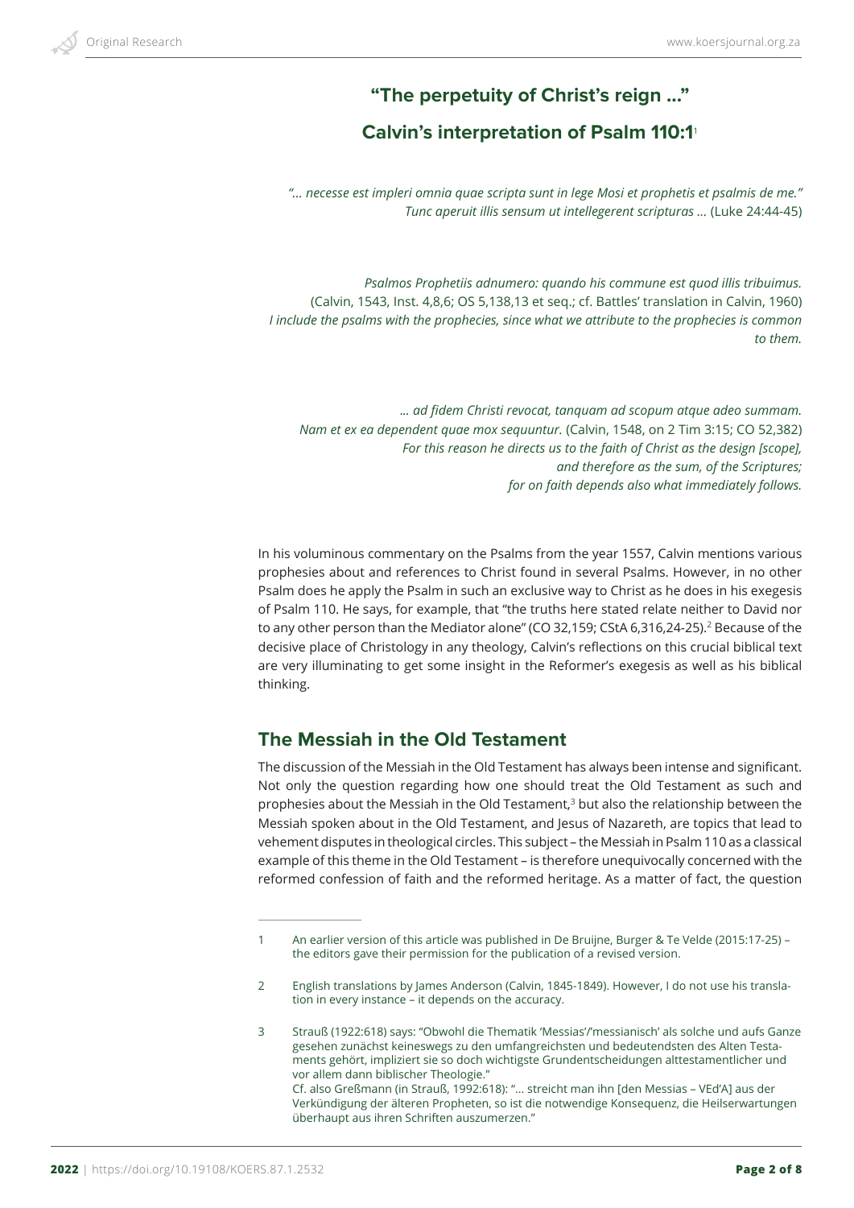## "The perpetuity of Christ's reign ..."

## Calvin's interpretation of Psalm 110:1[1]

*"... necesse est impleri omnia quae scripta sunt in lege Mosi et prophetis et psalmis de me." Tunc aperuit illis sensum ut intellegerent scripturas ...* (Luke 24:44-45)

*Psalmos Prophetiis adnumero: quando his commune est quod illis tribuimus.* (Calvin, 1543, Inst. 4,8,6; OS 5,138,13 et seq.; cf. Battles' translation in Calvin, 1960) *I include the psalms with the prophecies, since what we attribute to the prophecies is common to them.*

*... ad fidem Christi revocat, tanquam ad scopum atque adeo summam. Nam et ex ea dependent quae mox sequuntur.* (Calvin, 1548, on 2 Tim 3:15; CO 52,382) *For this reason he directs us to the faith of Christ as the design [scope], and therefore as the sum, of the Scriptures; for on faith depends also what immediately follows.*

In his voluminous commentary on the Psalms from the year 1557, Calvin mentions various prophesies about and references to Christ found in several Psalms. However, in no other Psalm does he apply the Psalm in such an exclusive way to Christ as he does in his exegesis of Psalm 110. He says, for example, that "the truths here stated relate neither to David nor to any other person than the Mediator alone" (CO 32,159; CStA 6,316,24-25).[2] Because of the decisive place of Christology in any theology, Calvin's reflections on this crucial biblical text are very illuminating to get some insight in the Reformer's exegesis as well as his biblical thinking.

## The Messiah in the Old Testament

The discussion of the Messiah in the Old Testament has always been intense and significant. Not only the question regarding how one should treat the Old Testament as such and prophesies about the Messiah in the Old Testament,[3] but also the relationship between the Messiah spoken about in the Old Testament, and Jesus of Nazareth, are topics that lead to vehement disputes in theological circles. This subject – the Messiah in Psalm 110 as a classical example of this theme in the Old Testament – is therefore unequivocally concerned with the reformed confession of faith and the reformed heritage. As a matter of fact, the question

---

1 An earlier version of this article was published in De Bruijne, Burger & Te Velde (2015:17-25) – the editors gave their permission for the publication of a revised version.

2 English translations by James Anderson (Calvin, 1845-1849). However, I do not use his translation in every instance – it depends on the accuracy.

3 Strauß (1922:618) says: "Obwohl die Thematik 'Messias'/'messianisch' als solche und aufs Ganze gesehen zunächst keineswegs zu den umfangreichsten und bedeutendsten des Alten Testaments gehört, impliziert sie so doch wichtigste Grundentscheidungen alttestamentlicher und vor allem dann biblischer Theologie."
Cf. also Greßmann (in Strauß, 1992:618): "... streicht man ihn [den Messias – VEd'A] aus der Verkündigung der älteren Propheten, so ist die notwendige Konsequenz, die Heilserwartungen überhaupt aus ihren Schriften auszumerzen."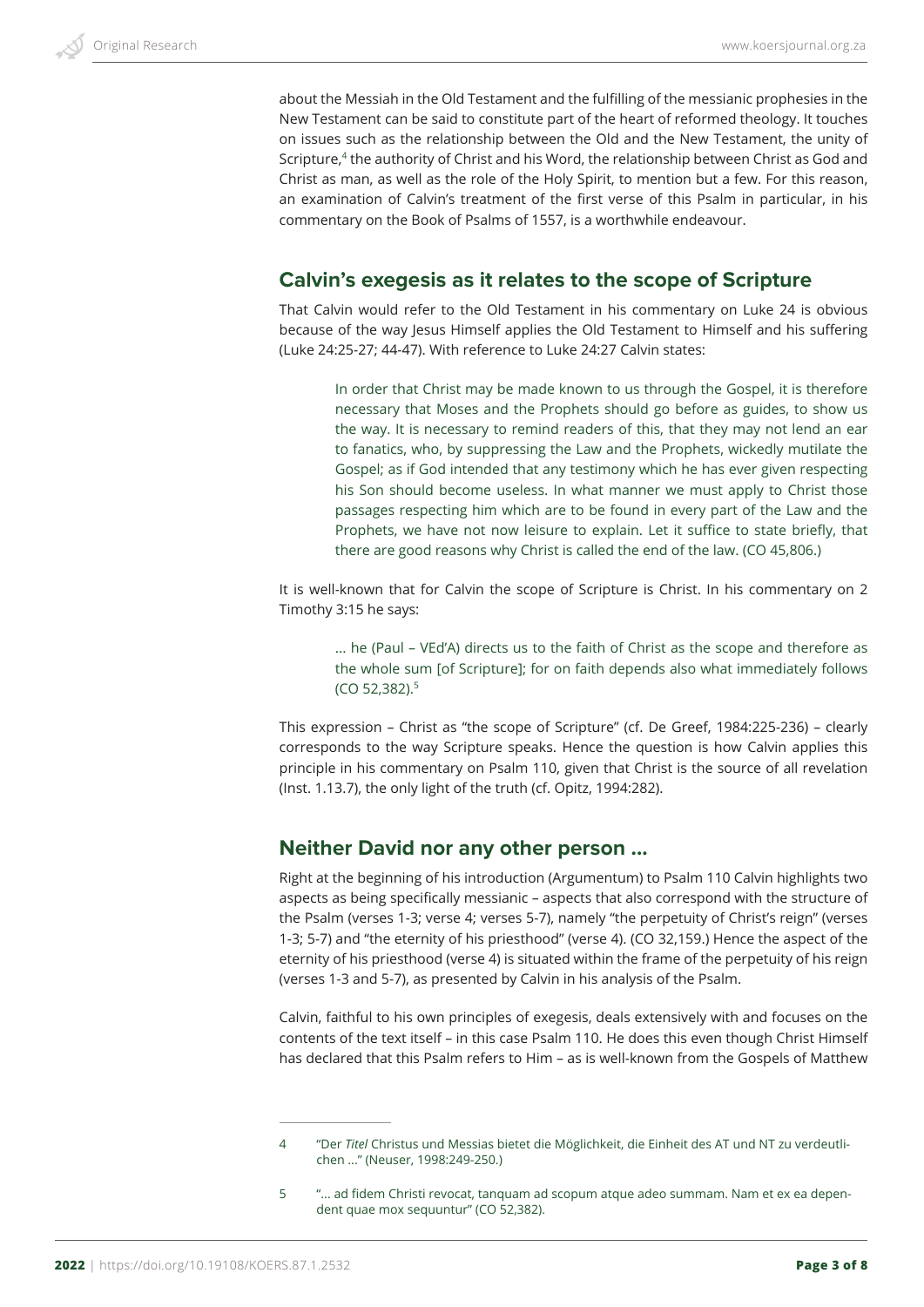about the Messiah in the Old Testament and the fulfilling of the messianic prophesies in the New Testament can be said to constitute part of the heart of reformed theology. It touches on issues such as the relationship between the Old and the New Testament, the unity of Scripture,[4] the authority of Christ and his Word, the relationship between Christ as God and Christ as man, as well as the role of the Holy Spirit, to mention but a few. For this reason, an examination of Calvin's treatment of the first verse of this Psalm in particular, in his commentary on the Book of Psalms of 1557, is a worthwhile endeavour.

## Calvin's exegesis as it relates to the scope of Scripture

That Calvin would refer to the Old Testament in his commentary on Luke 24 is obvious because of the way Jesus Himself applies the Old Testament to Himself and his suffering (Luke 24:25-27; 44-47). With reference to Luke 24:27 Calvin states:

> In order that Christ may be made known to us through the Gospel, it is therefore necessary that Moses and the Prophets should go before as guides, to show us the way. It is necessary to remind readers of this, that they may not lend an ear to fanatics, who, by suppressing the Law and the Prophets, wickedly mutilate the Gospel; as if God intended that any testimony which he has ever given respecting his Son should become useless. In what manner we must apply to Christ those passages respecting him which are to be found in every part of the Law and the Prophets, we have not now leisure to explain. Let it suffice to state briefly, that there are good reasons why Christ is called the end of the law. (CO 45,806.)

It is well-known that for Calvin the scope of Scripture is Christ. In his commentary on 2 Timothy 3:15 he says:

> … he (Paul – VEd'A) directs us to the faith of Christ as the scope and therefore as the whole sum [of Scripture]; for on faith depends also what immediately follows (CO 52,382).[5]

This expression – Christ as "the scope of Scripture" (cf. De Greef, 1984:225-236) – clearly corresponds to the way Scripture speaks. Hence the question is how Calvin applies this principle in his commentary on Psalm 110, given that Christ is the source of all revelation (Inst. 1.13.7), the only light of the truth (cf. Opitz, 1994:282).

## Neither David nor any other person …

Right at the beginning of his introduction (Argumentum) to Psalm 110 Calvin highlights two aspects as being specifically messianic – aspects that also correspond with the structure of the Psalm (verses 1-3; verse 4; verses 5-7), namely "the perpetuity of Christ's reign" (verses 1-3; 5-7) and "the eternity of his priesthood" (verse 4). (CO 32,159.) Hence the aspect of the eternity of his priesthood (verse 4) is situated within the frame of the perpetuity of his reign (verses 1-3 and 5-7), as presented by Calvin in his analysis of the Psalm.

Calvin, faithful to his own principles of exegesis, deals extensively with and focuses on the contents of the text itself – in this case Psalm 110. He does this even though Christ Himself has declared that this Psalm refers to Him – as is well-known from the Gospels of Matthew

---

4 "Der *Titel* Christus und Messias bietet die Möglichkeit, die Einheit des AT und NT zu verdeutlichen …" (Neuser, 1998:249-250.)

5 "… ad fidem Christi revocat, tanquam ad scopum atque adeo summam. Nam et ex ea dependent quae mox sequuntur" (CO 52,382).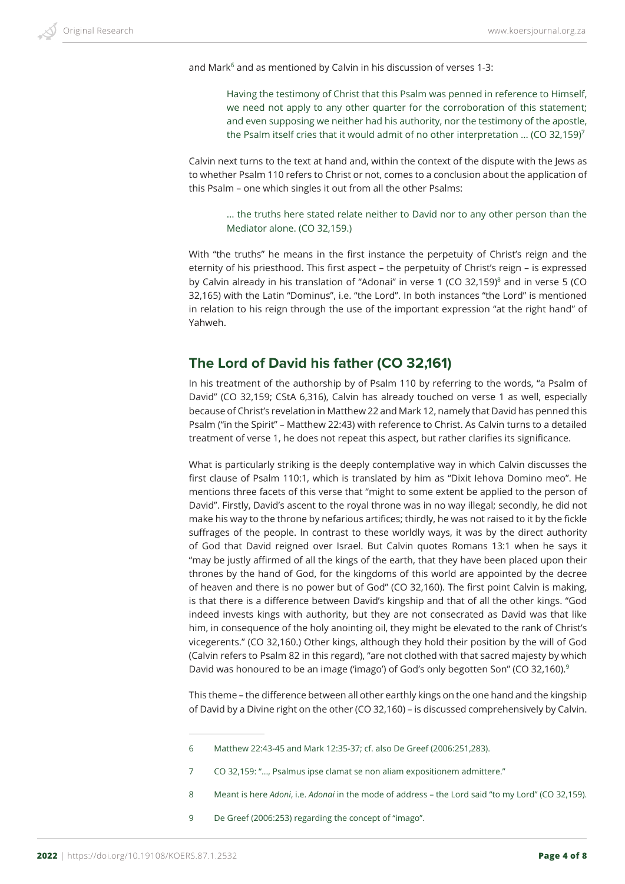and Mark[6] and as mentioned by Calvin in his discussion of verses 1-3:

> Having the testimony of Christ that this Psalm was penned in reference to Himself, we need not apply to any other quarter for the corroboration of this statement; and even supposing we neither had his authority, nor the testimony of the apostle, the Psalm itself cries that it would admit of no other interpretation … (CO 32,159)[7]

Calvin next turns to the text at hand and, within the context of the dispute with the Jews as to whether Psalm 110 refers to Christ or not, comes to a conclusion about the application of this Psalm – one which singles it out from all the other Psalms:

> … the truths here stated relate neither to David nor to any other person than the Mediator alone. (CO 32,159.)

With "the truths" he means in the first instance the perpetuity of Christ's reign and the eternity of his priesthood. This first aspect – the perpetuity of Christ's reign – is expressed by Calvin already in his translation of "Adonai" in verse 1 (CO 32,159)[8] and in verse 5 (CO 32,165) with the Latin "Dominus", i.e. "the Lord". In both instances "the Lord" is mentioned in relation to his reign through the use of the important expression "at the right hand" of Yahweh.

## The Lord of David his father (CO 32,161)

In his treatment of the authorship by of Psalm 110 by referring to the words, "a Psalm of David" (CO 32,159; CStA 6,316), Calvin has already touched on verse 1 as well, especially because of Christ's revelation in Matthew 22 and Mark 12, namely that David has penned this Psalm ("in the Spirit" – Matthew 22:43) with reference to Christ. As Calvin turns to a detailed treatment of verse 1, he does not repeat this aspect, but rather clarifies its significance.

What is particularly striking is the deeply contemplative way in which Calvin discusses the first clause of Psalm 110:1, which is translated by him as "Dixit Iehova Domino meo". He mentions three facets of this verse that "might to some extent be applied to the person of David". Firstly, David's ascent to the royal throne was in no way illegal; secondly, he did not make his way to the throne by nefarious artifices; thirdly, he was not raised to it by the fickle suffrages of the people. In contrast to these worldly ways, it was by the direct authority of God that David reigned over Israel. But Calvin quotes Romans 13:1 when he says it "may be justly affirmed of all the kings of the earth, that they have been placed upon their thrones by the hand of God, for the kingdoms of this world are appointed by the decree of heaven and there is no power but of God" (CO 32,160). The first point Calvin is making, is that there is a difference between David's kingship and that of all the other kings. "God indeed invests kings with authority, but they are not consecrated as David was that like him, in consequence of the holy anointing oil, they might be elevated to the rank of Christ's vicegerents." (CO 32,160.) Other kings, although they hold their position by the will of God (Calvin refers to Psalm 82 in this regard), "are not clothed with that sacred majesty by which David was honoured to be an image ('imago') of God's only begotten Son" (CO 32,160).[9]

This theme – the difference between all other earthly kings on the one hand and the kingship of David by a Divine right on the other (CO 32,160) – is discussed comprehensively by Calvin.

---

6 Matthew 22:43-45 and Mark 12:35-37; cf. also De Greef (2006:251,283).

7 CO 32,159: "…, Psalmus ipse clamat se non aliam expositionem admittere."

8 Meant is here *Adoni*, i.e. *Adonai* in the mode of address – the Lord said "to my Lord" (CO 32,159).

9 De Greef (2006:253) regarding the concept of "imago".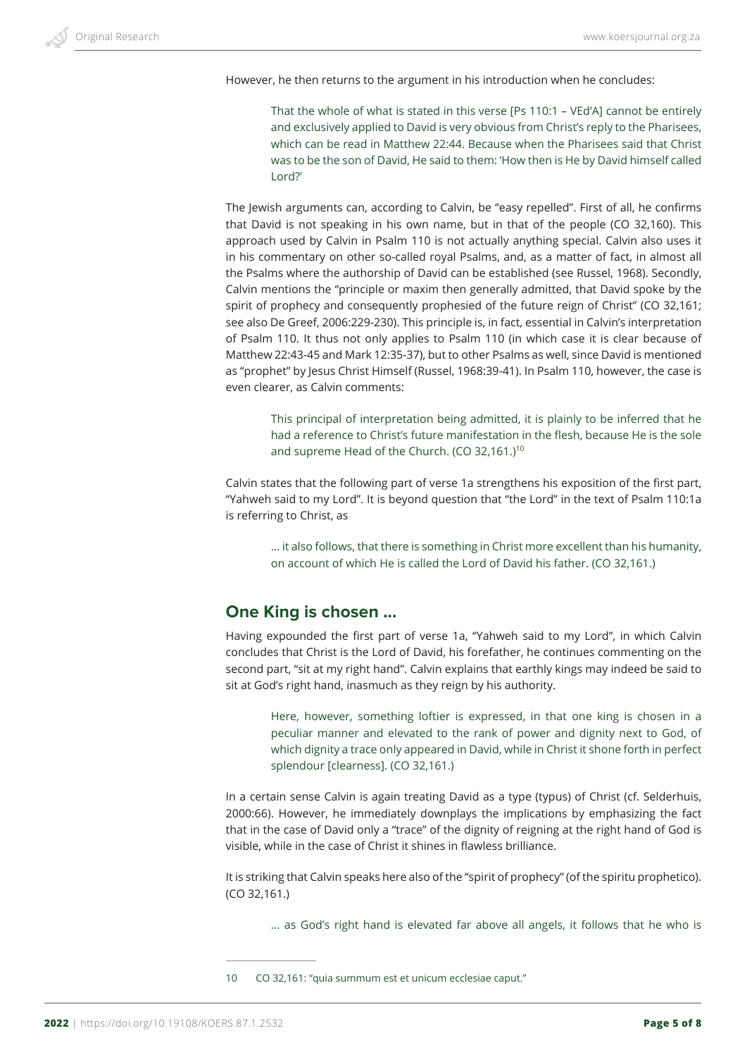However, he then returns to the argument in his introduction when he concludes:

> That the whole of what is stated in this verse [Ps 110:1 – VEd'A] cannot be entirely and exclusively applied to David is very obvious from Christ's reply to the Pharisees, which can be read in Matthew 22:44. Because when the Pharisees said that Christ was to be the son of David, He said to them: 'How then is He by David himself called Lord?'

The Jewish arguments can, according to Calvin, be "easy repelled". First of all, he confirms that David is not speaking in his own name, but in that of the people (CO 32,160). This approach used by Calvin in Psalm 110 is not actually anything special. Calvin also uses it in his commentary on other so-called royal Psalms, and, as a matter of fact, in almost all the Psalms where the authorship of David can be established (see Russel, 1968). Secondly, Calvin mentions the "principle or maxim then generally admitted, that David spoke by the spirit of prophecy and consequently prophesied of the future reign of Christ" (CO 32,161; see also De Greef, 2006:229-230). This principle is, in fact, essential in Calvin's interpretation of Psalm 110. It thus not only applies to Psalm 110 (in which case it is clear because of Matthew 22:43-45 and Mark 12:35-37), but to other Psalms as well, since David is mentioned as "prophet" by Jesus Christ Himself (Russel, 1968:39-41). In Psalm 110, however, the case is even clearer, as Calvin comments:

> This principal of interpretation being admitted, it is plainly to be inferred that he had a reference to Christ's future manifestation in the flesh, because He is the sole and supreme Head of the Church. (CO 32,161.)[10]

Calvin states that the following part of verse 1a strengthens his exposition of the first part, "Yahweh said to my Lord". It is beyond question that "the Lord" in the text of Psalm 110:1a is referring to Christ, as

> ... it also follows, that there is something in Christ more excellent than his humanity, on account of which He is called the Lord of David his father. (CO 32,161.)

## One King is chosen ...

Having expounded the first part of verse 1a, "Yahweh said to my Lord", in which Calvin concludes that Christ is the Lord of David, his forefather, he continues commenting on the second part, "sit at my right hand". Calvin explains that earthly kings may indeed be said to sit at God's right hand, inasmuch as they reign by his authority.

> Here, however, something loftier is expressed, in that one king is chosen in a peculiar manner and elevated to the rank of power and dignity next to God, of which dignity a trace only appeared in David, while in Christ it shone forth in perfect splendour [clearness]. (CO 32,161.)

In a certain sense Calvin is again treating David as a type (typus) of Christ (cf. Selderhuis, 2000:66). However, he immediately downplays the implications by emphasizing the fact that in the case of David only a "trace" of the dignity of reigning at the right hand of God is visible, while in the case of Christ it shines in flawless brilliance.

It is striking that Calvin speaks here also of the "spirit of prophecy" (of the spiritu prophetico). (CO 32,161.)

> ... as God's right hand is elevated far above all angels, it follows that he who is

---

10 CO 32,161: "quia summum est et unicum ecclesiae caput."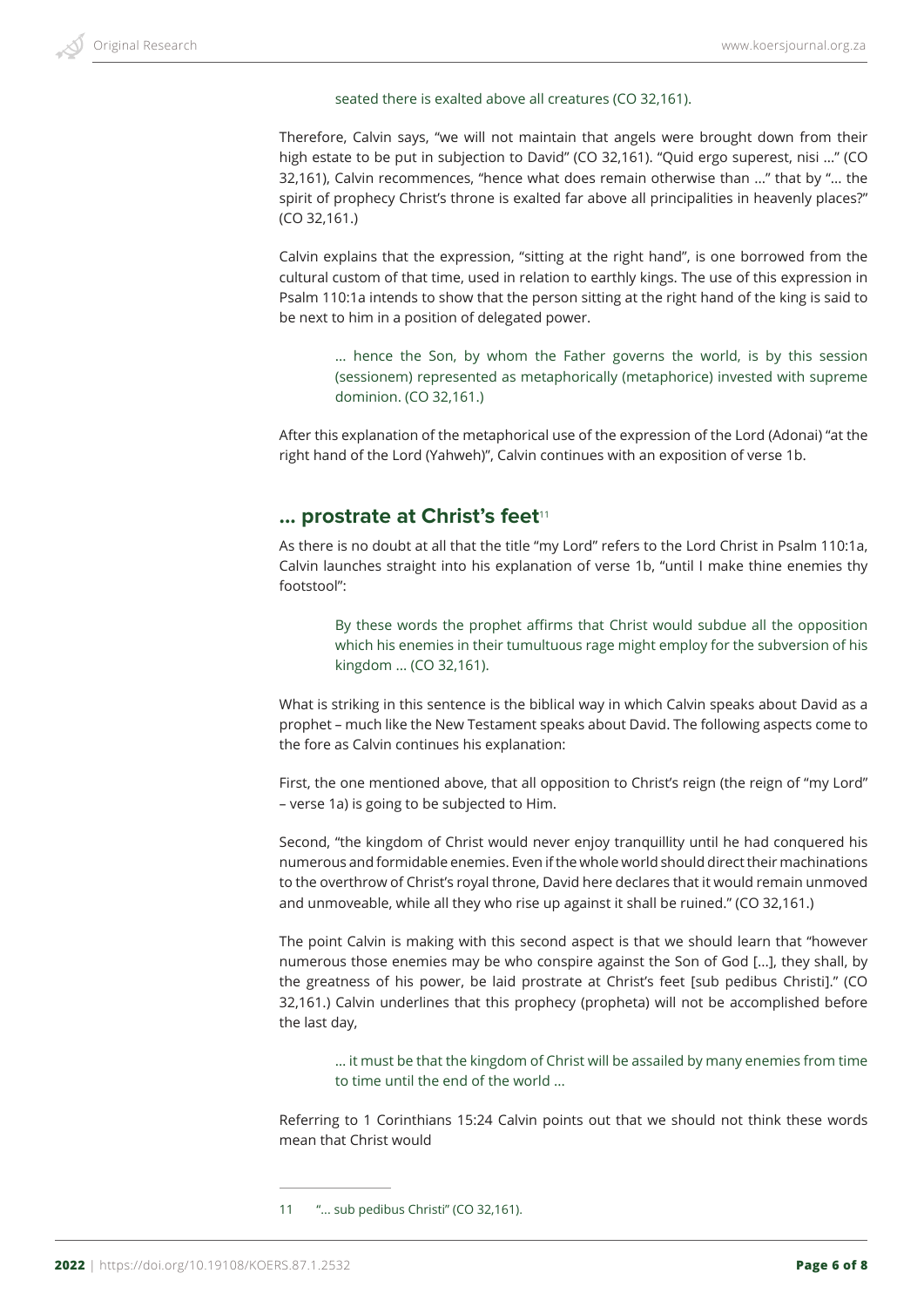> seated there is exalted above all creatures (CO 32,161).

Therefore, Calvin says, "we will not maintain that angels were brought down from their high estate to be put in subjection to David" (CO 32,161). "Quid ergo superest, nisi …" (CO 32,161), Calvin recommences, "hence what does remain otherwise than …" that by "… the spirit of prophecy Christ's throne is exalted far above all principalities in heavenly places?" (CO 32,161.)

Calvin explains that the expression, "sitting at the right hand", is one borrowed from the cultural custom of that time, used in relation to earthly kings. The use of this expression in Psalm 110:1a intends to show that the person sitting at the right hand of the king is said to be next to him in a position of delegated power.

> … hence the Son, by whom the Father governs the world, is by this session (sessionem) represented as metaphorically (metaphorice) invested with supreme dominion. (CO 32,161.)

After this explanation of the metaphorical use of the expression of the Lord (Adonai) "at the right hand of the Lord (Yahweh)", Calvin continues with an exposition of verse 1b.

## … prostrate at Christ's feet[11]

As there is no doubt at all that the title "my Lord" refers to the Lord Christ in Psalm 110:1a, Calvin launches straight into his explanation of verse 1b, "until I make thine enemies thy footstool":

> By these words the prophet affirms that Christ would subdue all the opposition which his enemies in their tumultuous rage might employ for the subversion of his kingdom … (CO 32,161).

What is striking in this sentence is the biblical way in which Calvin speaks about David as a prophet – much like the New Testament speaks about David. The following aspects come to the fore as Calvin continues his explanation:

First, the one mentioned above, that all opposition to Christ's reign (the reign of "my Lord" – verse 1a) is going to be subjected to Him.

Second, "the kingdom of Christ would never enjoy tranquillity until he had conquered his numerous and formidable enemies. Even if the whole world should direct their machinations to the overthrow of Christ's royal throne, David here declares that it would remain unmoved and unmoveable, while all they who rise up against it shall be ruined." (CO 32,161.)

The point Calvin is making with this second aspect is that we should learn that "however numerous those enemies may be who conspire against the Son of God […], they shall, by the greatness of his power, be laid prostrate at Christ's feet [sub pedibus Christi]." (CO 32,161.) Calvin underlines that this prophecy (propheta) will not be accomplished before the last day,

> … it must be that the kingdom of Christ will be assailed by many enemies from time to time until the end of the world …

Referring to 1 Corinthians 15:24 Calvin points out that we should not think these words mean that Christ would

---

11 "… sub pedibus Christi" (CO 32,161).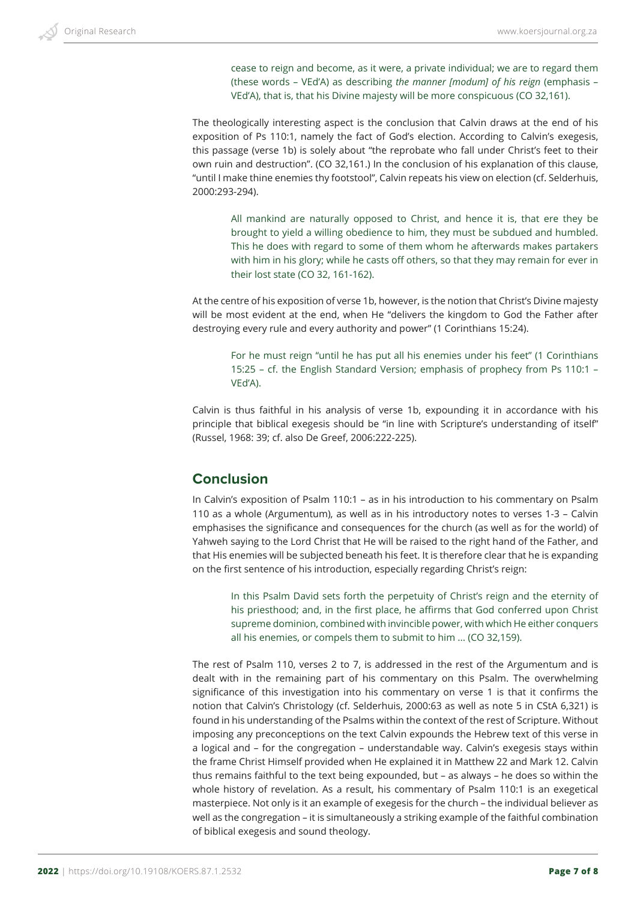> cease to reign and become, as it were, a private individual; we are to regard them (these words – VEd'A) as describing *the manner [modum] of his reign* (emphasis – VEd'A), that is, that his Divine majesty will be more conspicuous (CO 32,161).

The theologically interesting aspect is the conclusion that Calvin draws at the end of his exposition of Ps 110:1, namely the fact of God's election. According to Calvin's exegesis, this passage (verse 1b) is solely about "the reprobate who fall under Christ's feet to their own ruin and destruction". (CO 32,161.) In the conclusion of his explanation of this clause, "until I make thine enemies thy footstool", Calvin repeats his view on election (cf. Selderhuis, 2000:293-294).

> All mankind are naturally opposed to Christ, and hence it is, that ere they be brought to yield a willing obedience to him, they must be subdued and humbled. This he does with regard to some of them whom he afterwards makes partakers with him in his glory; while he casts off others, so that they may remain for ever in their lost state (CO 32, 161-162).

At the centre of his exposition of verse 1b, however, is the notion that Christ's Divine majesty will be most evident at the end, when He "delivers the kingdom to God the Father after destroying every rule and every authority and power" (1 Corinthians 15:24).

> For he must reign "until he has put all his enemies under his feet" (1 Corinthians 15:25 – cf. the English Standard Version; emphasis of prophecy from Ps 110:1 – VEd'A).

Calvin is thus faithful in his analysis of verse 1b, expounding it in accordance with his principle that biblical exegesis should be "in line with Scripture's understanding of itself" (Russel, 1968: 39; cf. also De Greef, 2006:222-225).

## Conclusion

In Calvin's exposition of Psalm 110:1 – as in his introduction to his commentary on Psalm 110 as a whole (Argumentum), as well as in his introductory notes to verses 1-3 – Calvin emphasises the significance and consequences for the church (as well as for the world) of Yahweh saying to the Lord Christ that He will be raised to the right hand of the Father, and that His enemies will be subjected beneath his feet. It is therefore clear that he is expanding on the first sentence of his introduction, especially regarding Christ's reign:

> In this Psalm David sets forth the perpetuity of Christ's reign and the eternity of his priesthood; and, in the first place, he affirms that God conferred upon Christ supreme dominion, combined with invincible power, with which He either conquers all his enemies, or compels them to submit to him ... (CO 32,159).

The rest of Psalm 110, verses 2 to 7, is addressed in the rest of the Argumentum and is dealt with in the remaining part of his commentary on this Psalm. The overwhelming significance of this investigation into his commentary on verse 1 is that it confirms the notion that Calvin's Christology (cf. Selderhuis, 2000:63 as well as note 5 in CStA 6,321) is found in his understanding of the Psalms within the context of the rest of Scripture. Without imposing any preconceptions on the text Calvin expounds the Hebrew text of this verse in a logical and – for the congregation – understandable way. Calvin's exegesis stays within the frame Christ Himself provided when He explained it in Matthew 22 and Mark 12. Calvin thus remains faithful to the text being expounded, but – as always – he does so within the whole history of revelation. As a result, his commentary of Psalm 110:1 is an exegetical masterpiece. Not only is it an example of exegesis for the church – the individual believer as well as the congregation – it is simultaneously a striking example of the faithful combination of biblical exegesis and sound theology.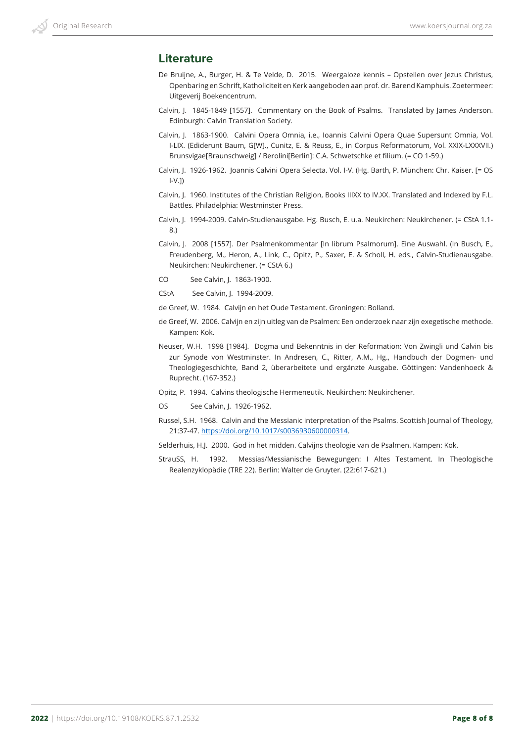## Literature

De Bruijne, A., Burger, H. & Te Velde, D. 2015. Weergaloze kennis – Opstellen over Jezus Christus, Openbaring en Schrift, Katholiciteit en Kerk aangeboden aan prof. dr. Barend Kamphuis. Zoetermeer: Uitgeverij Boekencentrum.

Calvin, J. 1845-1849 [1557]. Commentary on the Book of Psalms. Translated by James Anderson. Edinburgh: Calvin Translation Society.

Calvin, J. 1863-1900. Calvini Opera Omnia, i.e., Ioannis Calvini Opera Quae Supersunt Omnia, Vol. I-LIX. (Ediderunt Baum, G[W]., Cunitz, E. & Reuss, E., in Corpus Reformatorum, Vol. XXIX-LXXXVII.) Brunsvigae[Braunschweig] / Berolini[Berlin]: C.A. Schwetschke et filium. (= CO 1-59.)

Calvin, J. 1926-1962. Joannis Calvini Opera Selecta. Vol. I-V. (Hg. Barth, P. München: Chr. Kaiser. [= OS I-V.])

Calvin, J. 1960. Institutes of the Christian Religion, Books IIIXX to IV.XX. Translated and Indexed by F.L. Battles. Philadelphia: Westminster Press.

Calvin, J. 1994-2009. Calvin-Studienausgabe. Hg. Busch, E. u.a. Neukirchen: Neukirchener. (= CStA 1.1-8.)

Calvin, J. 2008 [1557]. Der Psalmenkommentar [In librum Psalmorum]. Eine Auswahl. (In Busch, E., Freudenberg, M., Heron, A., Link, C., Opitz, P., Saxer, E. & Scholl, H. eds., Calvin-Studienausgabe. Neukirchen: Neukirchener. (= CStA 6.)

CO See Calvin, J. 1863-1900.

CStA See Calvin, J. 1994-2009.

de Greef, W. 1984. Calvijn en het Oude Testament. Groningen: Bolland.

de Greef, W. 2006. Calvijn en zijn uitleg van de Psalmen: Een onderzoek naar zijn exegetische methode. Kampen: Kok.

Neuser, W.H. 1998 [1984]. Dogma und Bekenntnis in der Reformation: Von Zwingli und Calvin bis zur Synode von Westminster. In Andresen, C., Ritter, A.M., Hg., Handbuch der Dogmen- und Theologiegeschichte, Band 2, überarbeitete und ergänzte Ausgabe. Göttingen: Vandenhoeck & Ruprecht. (167-352.)

Opitz, P. 1994. Calvins theologische Hermeneutik. Neukirchen: Neukirchener.

OS See Calvin, J. 1926-1962.

Russel, S.H. 1968. Calvin and the Messianic interpretation of the Psalms. Scottish Journal of Theology, 21:37-47. https://doi.org/10.1017/s0036930600000314.

Selderhuis, H.J. 2000. God in het midden. Calvijns theologie van de Psalmen. Kampen: Kok.

StrauSS, H. 1992. Messias/Messianische Bewegungen: I Altes Testament. In Theologische Realenzyklopädie (TRE 22). Berlin: Walter de Gruyter. (22:617-621.)